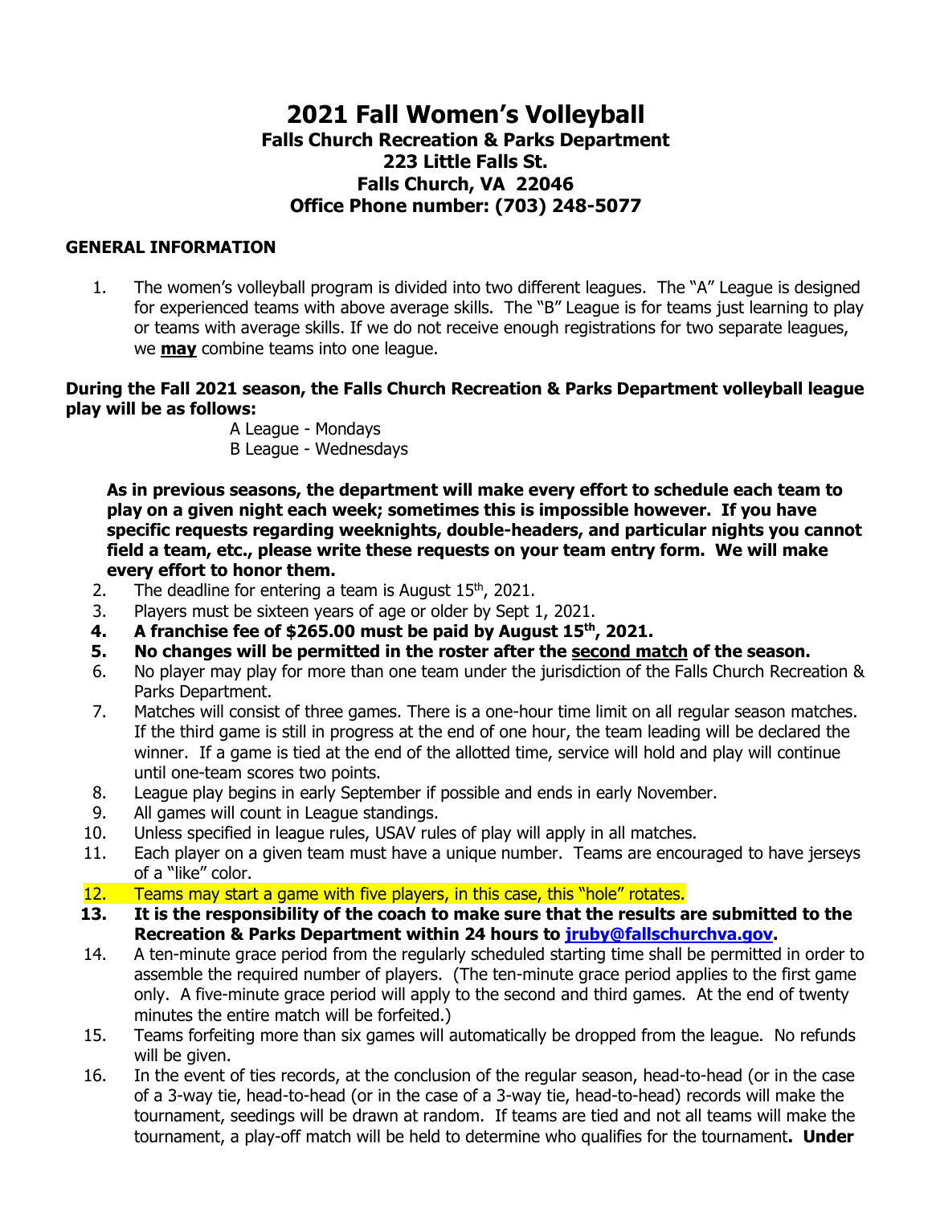# 2021 Fall Women's Volleyball

## Falls Church Recreation & Parks Department
## 223 Little Falls St.
## Falls Church, VA 22046
## Office Phone number: (703) 248-5077

**GENERAL INFORMATION**

1. The women's volleyball program is divided into two different leagues. The "A" League is designed for experienced teams with above average skills. The "B" League is for teams just learning to play or teams with average skills. If we do not receive enough registrations for two separate leagues, we **may** combine teams into one league.

**During the Fall 2021 season, the Falls Church Recreation & Parks Department volleyball league play will be as follows:**

A League - Mondays
B League - Wednesdays

**As in previous seasons, the department will make every effort to schedule each team to play on a given night each week; sometimes this is impossible however. If you have specific requests regarding weeknights, double-headers, and particular nights you cannot field a team, etc., please write these requests on your team entry form. We will make every effort to honor them.**

2. The deadline for entering a team is August 15th, 2021.
3. Players must be sixteen years of age or older by Sept 1, 2021.
4. **A franchise fee of $265.00 must be paid by August 15th, 2021.**
5. **No changes will be permitted in the roster after the second match of the season.**
6. No player may play for more than one team under the jurisdiction of the Falls Church Recreation & Parks Department.
7. Matches will consist of three games. There is a one-hour time limit on all regular season matches. If the third game is still in progress at the end of one hour, the team leading will be declared the winner. If a game is tied at the end of the allotted time, service will hold and play will continue until one-team scores two points.
8. League play begins in early September if possible and ends in early November.
9. All games will count in League standings.
10. Unless specified in league rules, USAV rules of play will apply in all matches.
11. Each player on a given team must have a unique number. Teams are encouraged to have jerseys of a "like" color.
12. Teams may start a game with five players, in this case, this "hole" rotates.
13. **It is the responsibility of the coach to make sure that the results are submitted to the Recreation & Parks Department within 24 hours to jruby@fallschurchva.gov.**
14. A ten-minute grace period from the regularly scheduled starting time shall be permitted in order to assemble the required number of players. (The ten-minute grace period applies to the first game only. A five-minute grace period will apply to the second and third games. At the end of twenty minutes the entire match will be forfeited.)
15. Teams forfeiting more than six games will automatically be dropped from the league. No refunds will be given.
16. In the event of ties records, at the conclusion of the regular season, head-to-head (or in the case of a 3-way tie, head-to-head (or in the case of a 3-way tie, head-to-head) records will make the tournament, seedings will be drawn at random. If teams are tied and not all teams will make the tournament, a play-off match will be held to determine who qualifies for the tournament**. Under**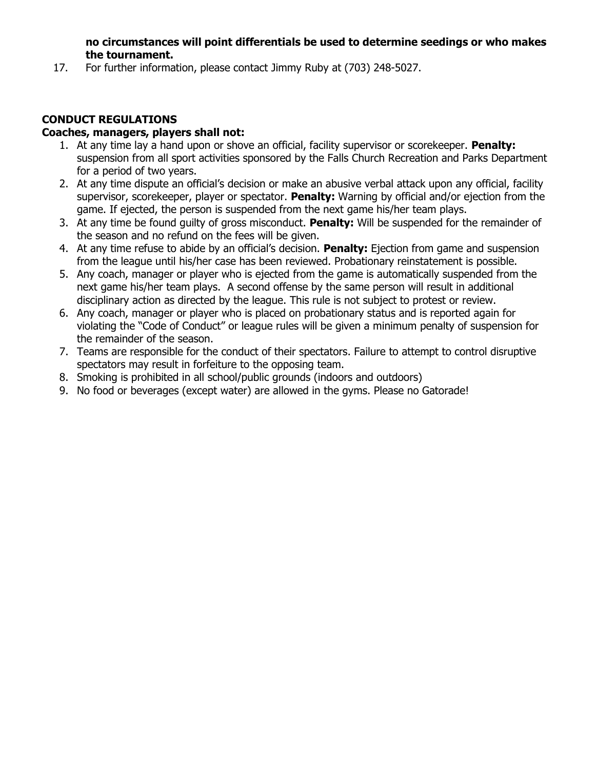**no circumstances will point differentials be used to determine seedings or who makes the tournament.**

17. For further information, please contact Jimmy Ruby at (703) 248-5027.

**CONDUCT REGULATIONS**

**Coaches, managers, players shall not:**

1. At any time lay a hand upon or shove an official, facility supervisor or scorekeeper. **Penalty:** suspension from all sport activities sponsored by the Falls Church Recreation and Parks Department for a period of two years.
2. At any time dispute an official's decision or make an abusive verbal attack upon any official, facility supervisor, scorekeeper, player or spectator. **Penalty:** Warning by official and/or ejection from the game. If ejected, the person is suspended from the next game his/her team plays.
3. At any time be found guilty of gross misconduct. **Penalty:** Will be suspended for the remainder of the season and no refund on the fees will be given.
4. At any time refuse to abide by an official's decision. **Penalty:** Ejection from game and suspension from the league until his/her case has been reviewed. Probationary reinstatement is possible.
5. Any coach, manager or player who is ejected from the game is automatically suspended from the next game his/her team plays. A second offense by the same person will result in additional disciplinary action as directed by the league. This rule is not subject to protest or review.
6. Any coach, manager or player who is placed on probationary status and is reported again for violating the "Code of Conduct" or league rules will be given a minimum penalty of suspension for the remainder of the season.
7. Teams are responsible for the conduct of their spectators. Failure to attempt to control disruptive spectators may result in forfeiture to the opposing team.
8. Smoking is prohibited in all school/public grounds (indoors and outdoors)
9. No food or beverages (except water) are allowed in the gyms. Please no Gatorade!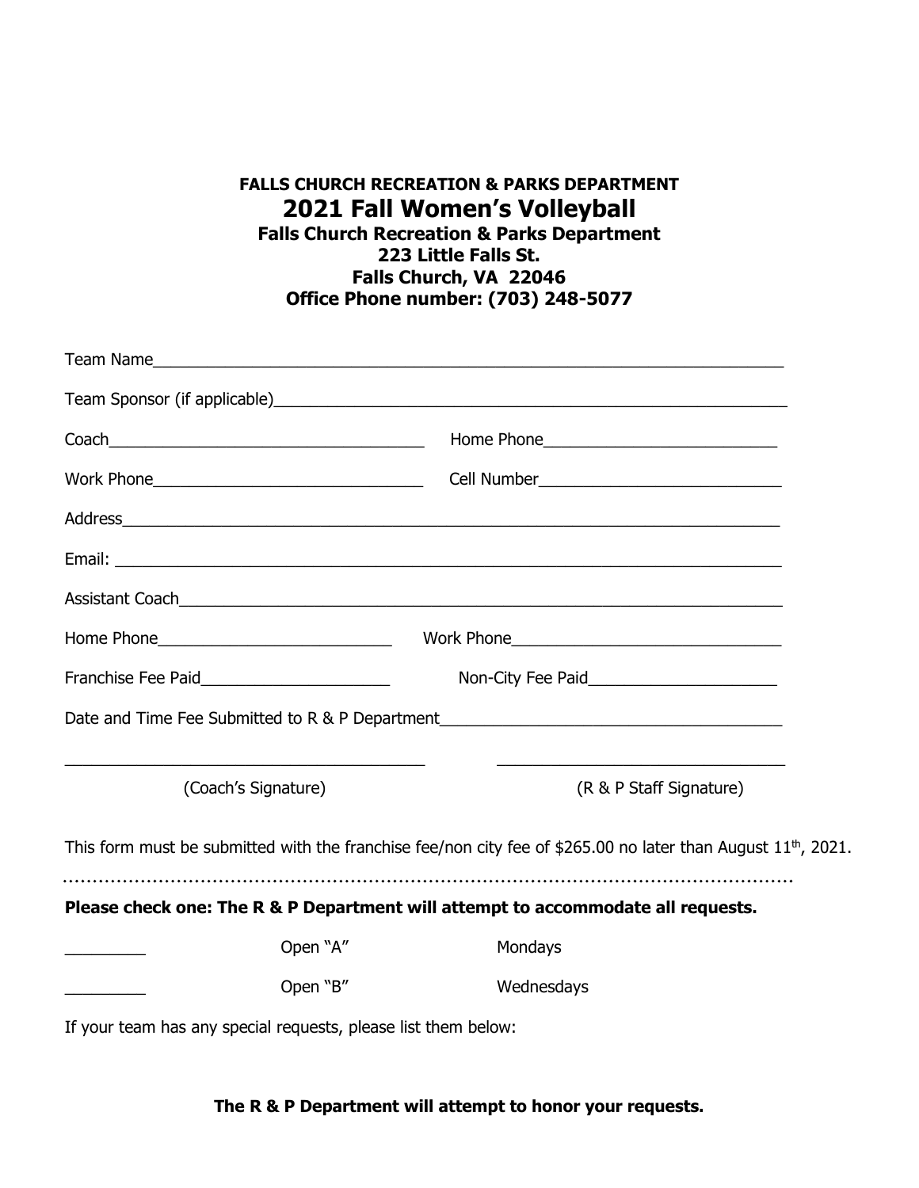**FALLS CHURCH RECREATION & PARKS DEPARTMENT**

# 2021 Fall Women's Volleyball

**Falls Church Recreation & Parks Department**
**223 Little Falls St.**
**Falls Church, VA 22046**
**Office Phone number: (703) 248-5077**

Team Name________________________________________________________________________

Team Sponsor (if applicable)____________________________________________________________

Coach____________________________________ Home Phone__________________________

Work Phone_______________________________ Cell Number___________________________

Address___________________________________________________________________________

Email: ____________________________________________________________________________

Assistant Coach____________________________________________________________________

Home Phone___________________________ Work Phone_______________________________

Franchise Fee Paid______________________ Non-City Fee Paid_____________________

Date and Time Fee Submitted to R & P Department______________________________________

_________________________________________ _________________________________

(Coach's Signature) (R & P Staff Signature)

This form must be submitted with the franchise fee/non city fee of $265.00 no later than August 11th, 2021.

**Please check one: The R & P Department will attempt to accommodate all requests.**

_________ Open "A" Mondays

_________ Open "B" Wednesdays

If your team has any special requests, please list them below:

**The R & P Department will attempt to honor your requests.**